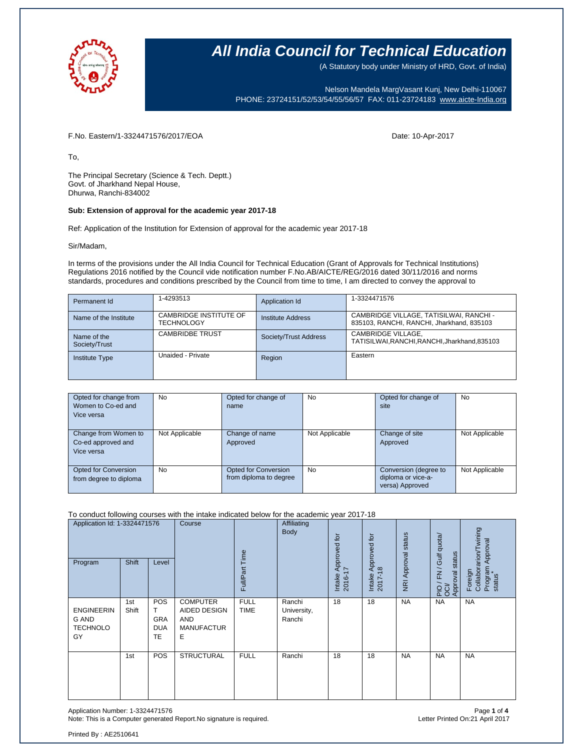# All India Council for Technical Education

(A Statutory body under Ministry of HRD, Govt. of India)

Nelson Mandela MargVasant Kunj, New Delhi-110067
PHONE: 23724151/52/53/54/55/56/57 FAX: 011-23724183 www.aicte-India.org

F.No. Eastern/1-3324471576/2017/EOA

Date: 10-Apr-2017

To,

The Principal Secretary (Science & Tech. Deptt.)
Govt. of Jharkhand Nepal House,
Dhurwa, Ranchi-834002

**Sub: Extension of approval for the academic year 2017-18**

Ref: Application of the Institution for Extension of approval for the academic year 2017-18

Sir/Madam,

In terms of the provisions under the All India Council for Technical Education (Grant of Approvals for Technical Institutions) Regulations 2016 notified by the Council vide notification number F.No.AB/AICTE/REG/2016 dated 30/11/2016 and norms standards, procedures and conditions prescribed by the Council from time to time, I am directed to convey the approval to

| Permanent Id | 1-4293513 | Application Id | 1-3324471576 |
|---|---|---|---|
| Name of the Institute | CAMBRIDGE INSTITUTE OF TECHNOLOGY | Institute Address | CAMBRIDGE VILLAGE, TATISILWAI, RANCHI - 835103, RANCHI, RANCHI, Jharkhand, 835103 |
| Name of the Society/Trust | CAMBRIDBE TRUST | Society/Trust Address | CAMBRIDGE VILLAGE, TATISILWAI,RANCHI,RANCHI,Jharkhand,835103 |
| Institute Type | Unaided - Private | Region | Eastern |

| Opted for change from Women to Co-ed and Vice versa | No | Opted for change of name | No | Opted for change of site | No |
|---|---|---|---|---|---|
| Change from Women to Co-ed approved and Vice versa | Not Applicable | Change of name Approved | Not Applicable | Change of site Approved | Not Applicable |
| Opted for Conversion from degree to diploma | No | Opted for Conversion from diploma to degree | No | Conversion (degree to diploma or vice-a-versa) Approved | Not Applicable |

To conduct following courses with the intake indicated below for the academic year 2017-18

| Application Id: 1-3324471576 | | | Course | Full/Part Time | Affiliating Body | Intake Approved for 2016-17 | Intake Approved for 2017-18 | NRI Approval status | PIO / FN / Gulf quota/ OCI/ Approval status | Foreign Collaborarion/Twining Program Approval status* |
|---|---|---|---|---|---|---|---|---|---|---|
| Program | Shift | Level | | | | | | | | |
| ENGINEERING AND TECHNOLOGY | 1st Shift | POST GRADUATE | COMPUTER AIDED DESIGN AND MANUFACTURE | FULL TIME | Ranchi University, Ranchi | 18 | 18 | NA | NA | NA |
| | 1st | POS | STRUCTURAL | FULL | Ranchi | 18 | 18 | NA | NA | NA |

Application Number: 1-3324471576
Note: This is a Computer generated Report.No signature is required.

Letter Printed On:21 April 2017

Printed By : AE2510641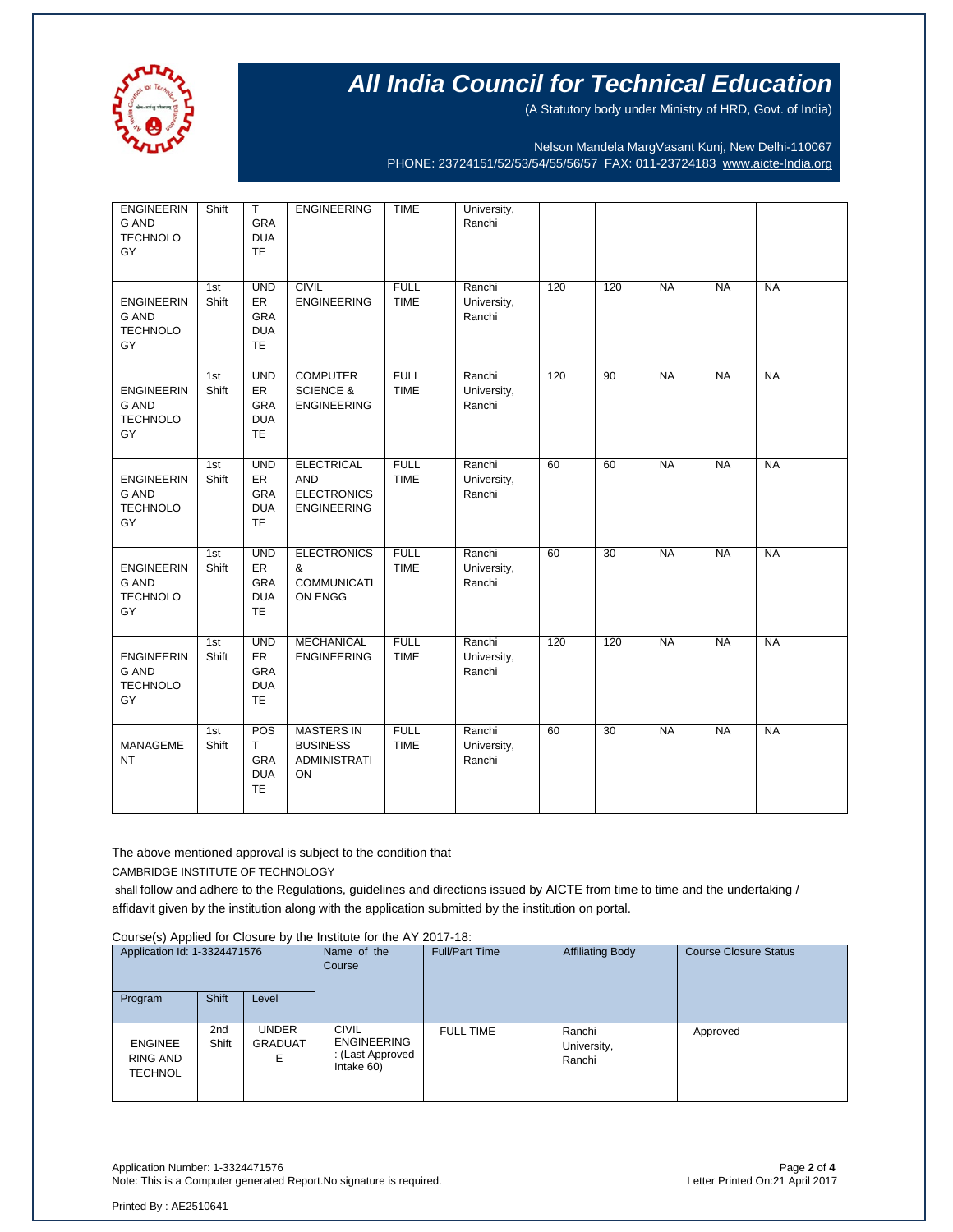# All India Council for Technical Education

(A Statutory body under Ministry of HRD, Govt. of India)

Nelson Mandela MargVasant Kunj, New Delhi-110067
PHONE: 23724151/52/53/54/55/56/57 FAX: 011-23724183 www.aicte-India.org

| | | | | | | | | | | |
|---|---|---|---|---|---|---|---|---|---|---|
| ENGINEERING AND TECHNOLOGY | Shift | T GRADUATE | ENGINEERING | TIME | University, Ranchi | | | | | |
| ENGINEERING AND TECHNOLOGY | 1st Shift | UNDER GRADUATE | CIVIL ENGINEERING | FULL TIME | Ranchi University, Ranchi | 120 | 120 | NA | NA | NA |
| ENGINEERING AND TECHNOLOGY | 1st Shift | UNDER GRADUATE | COMPUTER SCIENCE & ENGINEERING | FULL TIME | Ranchi University, Ranchi | 120 | 90 | NA | NA | NA |
| ENGINEERING AND TECHNOLOGY | 1st Shift | UNDER GRADUATE | ELECTRICAL AND ELECTRONICS ENGINEERING | FULL TIME | Ranchi University, Ranchi | 60 | 60 | NA | NA | NA |
| ENGINEERING AND TECHNOLOGY | 1st Shift | UNDER GRADUATE | ELECTRONICS & COMMUNICATION ENGG | FULL TIME | Ranchi University, Ranchi | 60 | 30 | NA | NA | NA |
| ENGINEERING AND TECHNOLOGY | 1st Shift | UNDER GRADUATE | MECHANICAL ENGINEERING | FULL TIME | Ranchi University, Ranchi | 120 | 120 | NA | NA | NA |
| MANAGEMENT | 1st Shift | POST GRADUATE | MASTERS IN BUSINESS ADMINISTRATION | FULL TIME | Ranchi University, Ranchi | 60 | 30 | NA | NA | NA |

The above mentioned approval is subject to the condition that

CAMBRIDGE INSTITUTE OF TECHNOLOGY

shall follow and adhere to the Regulations, guidelines and directions issued by AICTE from time to time and the undertaking / affidavit given by the institution along with the application submitted by the institution on portal.

Course(s) Applied for Closure by the Institute for the AY 2017-18:

| Application Id: 1-3324471576 | | | Name of the Course | Full/Part Time | Affiliating Body | Course Closure Status |
|---|---|---|---|---|---|---|
| Program | Shift | Level | | | | |
| ENGINEERING AND TECHNOL | 2nd Shift | UNDER GRADUATE | CIVIL ENGINEERING : (Last Approved Intake 60) | FULL TIME | Ranchi University, Ranchi | Approved |

Application Number: 1-3324471576
Note: This is a Computer generated Report.No signature is required.

Letter Printed On:21 April 2017

Printed By : AE2510641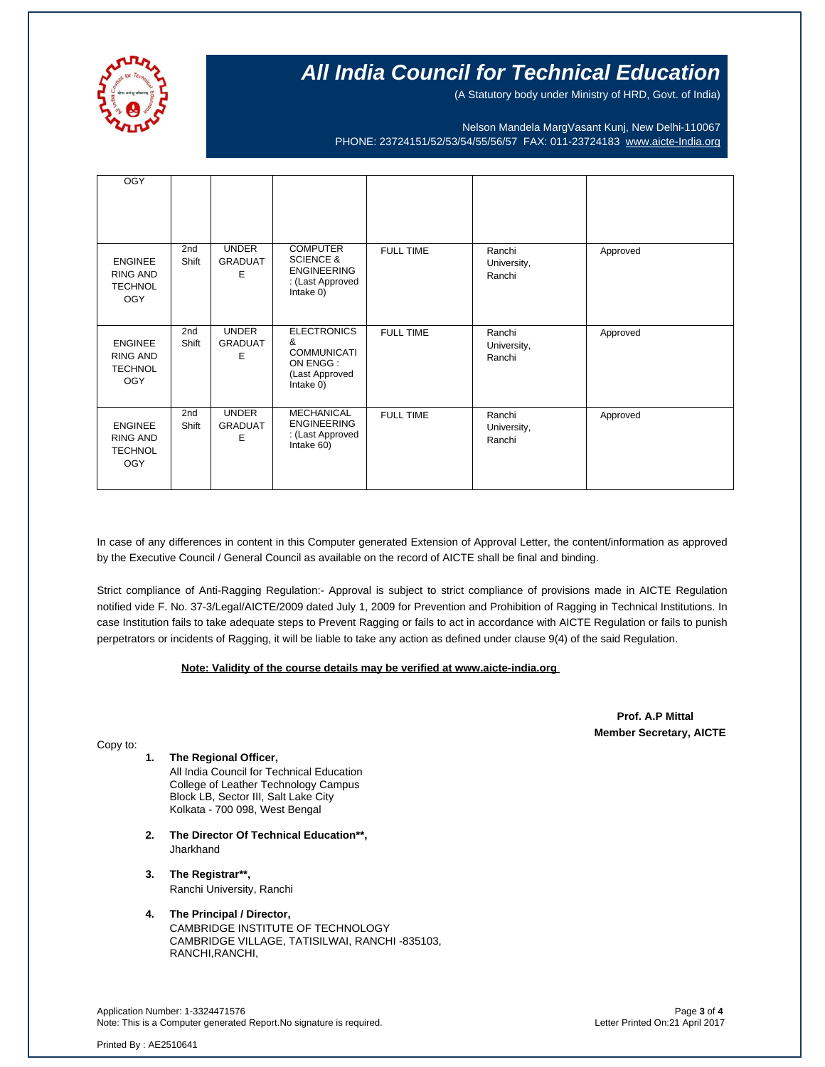| | | | | | | |
|---|---|---|---|---|---|---|
| OGY | | | | | | |
| ENGINEERING AND TECHNOLOGY | 2nd Shift | UNDER GRADUATE | COMPUTER SCIENCE & ENGINEERING : (Last Approved Intake 0) | FULL TIME | Ranchi University, Ranchi | Approved |
| ENGINEERING AND TECHNOLOGY | 2nd Shift | UNDER GRADUATE | ELECTRONICS & COMMUNICATION ENGG : (Last Approved Intake 0) | FULL TIME | Ranchi University, Ranchi | Approved |
| ENGINEERING AND TECHNOLOGY | 2nd Shift | UNDER GRADUATE | MECHANICAL ENGINEERING : (Last Approved Intake 60) | FULL TIME | Ranchi University, Ranchi | Approved |

In case of any differences in content in this Computer generated Extension of Approval Letter, the content/information as approved by the Executive Council / General Council as available on the record of AICTE shall be final and binding.

Strict compliance of Anti-Ragging Regulation:- Approval is subject to strict compliance of provisions made in AICTE Regulation notified vide F. No. 37-3/Legal/AICTE/2009 dated July 1, 2009 for Prevention and Prohibition of Ragging in Technical Institutions. In case Institution fails to take adequate steps to Prevent Ragging or fails to act in accordance with AICTE Regulation or fails to punish perpetrators or incidents of Ragging, it will be liable to take any action as defined under clause 9(4) of the said Regulation.

**Note: Validity of the course details may be verified at www.aicte-india.org**

**Prof. A.P Mittal**
**Member Secretary, AICTE**

Copy to:

1. **The Regional Officer,**
   All India Council for Technical Education
   College of Leather Technology Campus
   Block LB, Sector III, Salt Lake City
   Kolkata - 700 098, West Bengal

2. **The Director Of Technical Education\*\*,**
   Jharkhand

3. **The Registrar\*\*,**
   Ranchi University, Ranchi

4. **The Principal / Director,**
   CAMBRIDGE INSTITUTE OF TECHNOLOGY
   CAMBRIDGE VILLAGE, TATISILWAI, RANCHI -835103,
   RANCHI,RANCHI,

Application Number: 1-3324471576
Note: This is a Computer generated Report.No signature is required.

Letter Printed On:21 April 2017

Printed By : AE2510641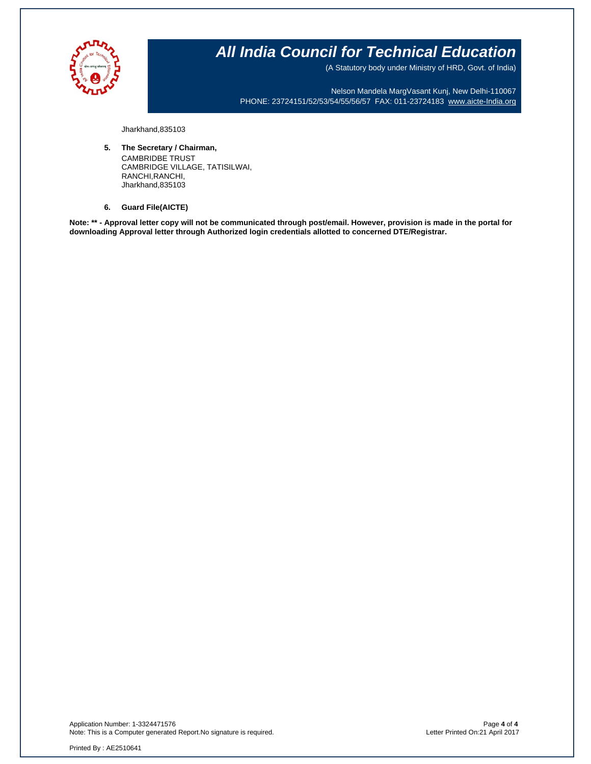Jharkhand,835103

5. **The Secretary / Chairman,**
   CAMBRIDBE TRUST
   CAMBRIDGE VILLAGE, TATISILWAI,
   RANCHI,RANCHI,
   Jharkhand,835103

6. **Guard File(AICTE)**

**Note: ** - Approval letter copy will not be communicated through post/email. However, provision is made in the portal for downloading Approval letter through Authorized login credentials allotted to concerned DTE/Registrar.**

Application Number: 1-3324471576
Note: This is a Computer generated Report.No signature is required.

Letter Printed On:21 April 2017

Printed By : AE2510641